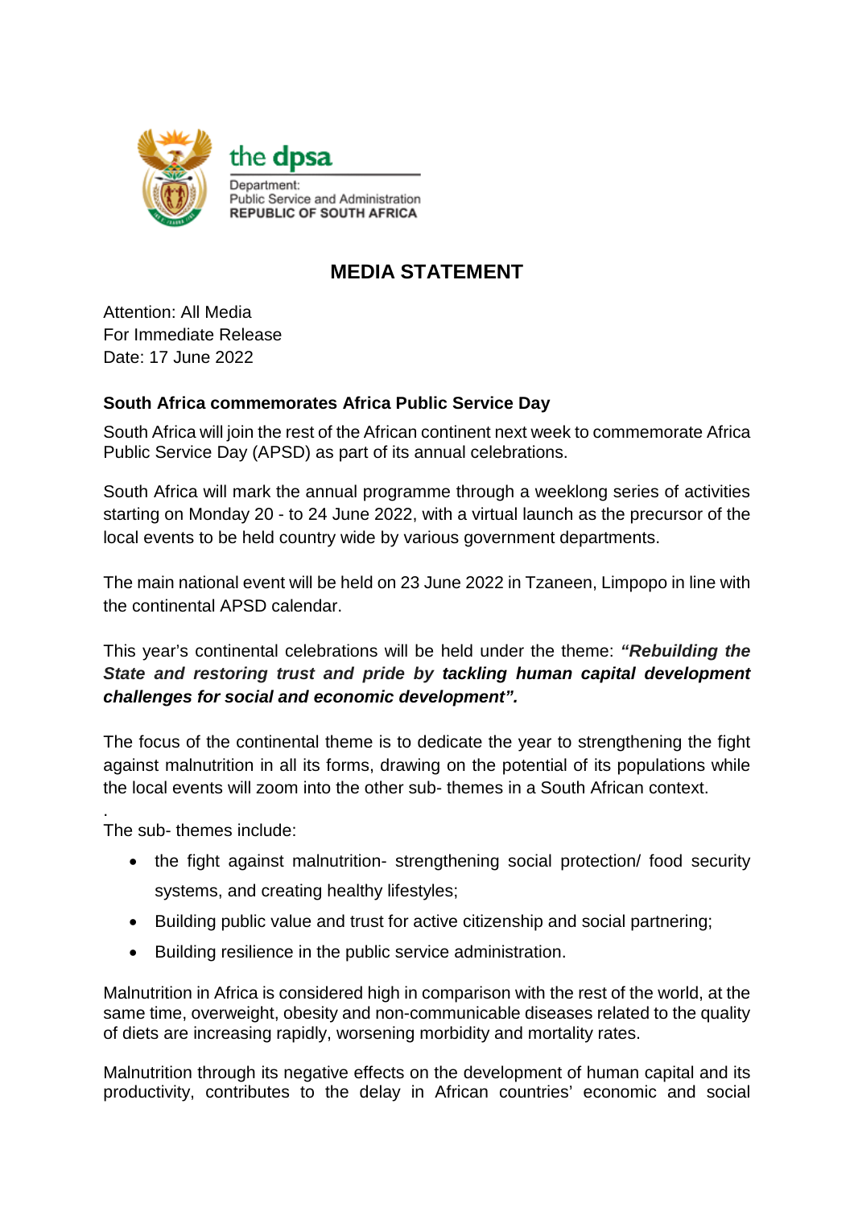the dpsa

Department:
Public Service and Administration
REPUBLIC OF SOUTH AFRICA

# MEDIA STATEMENT

Attention: All Media
For Immediate Release
Date: 17 June 2022

**South Africa commemorates Africa Public Service Day**

South Africa will join the rest of the African continent next week to commemorate Africa Public Service Day (APSD) as part of its annual celebrations.

South Africa will mark the annual programme through a weeklong series of activities starting on Monday 20 - to 24 June 2022, with a virtual launch as the precursor of the local events to be held country wide by various government departments.

The main national event will be held on 23 June 2022 in Tzaneen, Limpopo in line with the continental APSD calendar.

This year's continental celebrations will be held under the theme: ***"Rebuilding the State and restoring trust and pride by tackling human capital development challenges for social and economic development".***

The focus of the continental theme is to dedicate the year to strengthening the fight against malnutrition in all its forms, drawing on the potential of its populations while the local events will zoom into the other sub- themes in a South African context.

.
The sub- themes include:

- the fight against malnutrition- strengthening social protection/ food security systems, and creating healthy lifestyles;
- Building public value and trust for active citizenship and social partnering;
- Building resilience in the public service administration.

Malnutrition in Africa is considered high in comparison with the rest of the world, at the same time, overweight, obesity and non-communicable diseases related to the quality of diets are increasing rapidly, worsening morbidity and mortality rates.

Malnutrition through its negative effects on the development of human capital and its productivity, contributes to the delay in African countries' economic and social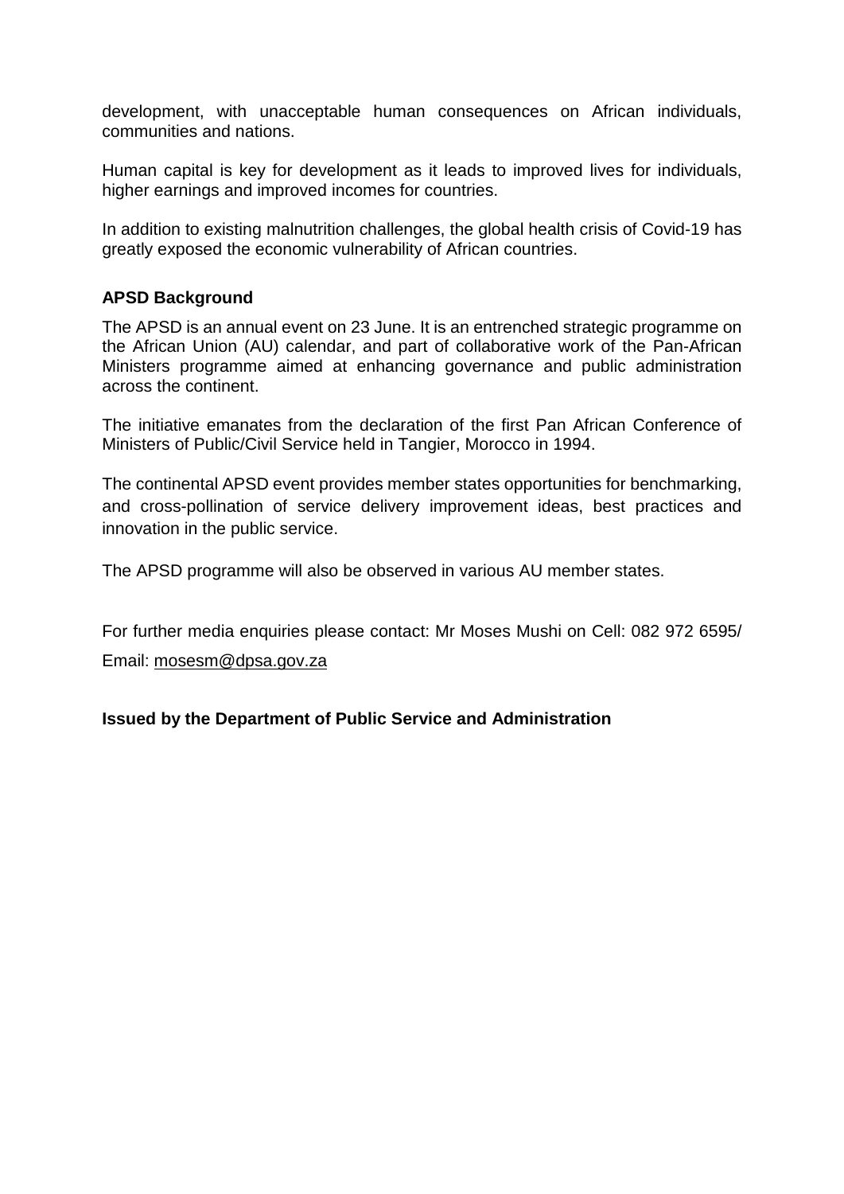development, with unacceptable human consequences on African individuals, communities and nations.

Human capital is key for development as it leads to improved lives for individuals, higher earnings and improved incomes for countries.

In addition to existing malnutrition challenges, the global health crisis of Covid-19 has greatly exposed the economic vulnerability of African countries.

**APSD Background**

The APSD is an annual event on 23 June. It is an entrenched strategic programme on the African Union (AU) calendar, and part of collaborative work of the Pan-African Ministers programme aimed at enhancing governance and public administration across the continent.

The initiative emanates from the declaration of the first Pan African Conference of Ministers of Public/Civil Service held in Tangier, Morocco in 1994.

The continental APSD event provides member states opportunities for benchmarking, and cross-pollination of service delivery improvement ideas, best practices and innovation in the public service.

The APSD programme will also be observed in various AU member states.

For further media enquiries please contact: Mr Moses Mushi on Cell: 082 972 6595/ Email: mosesm@dpsa.gov.za

**Issued by the Department of Public Service and Administration**